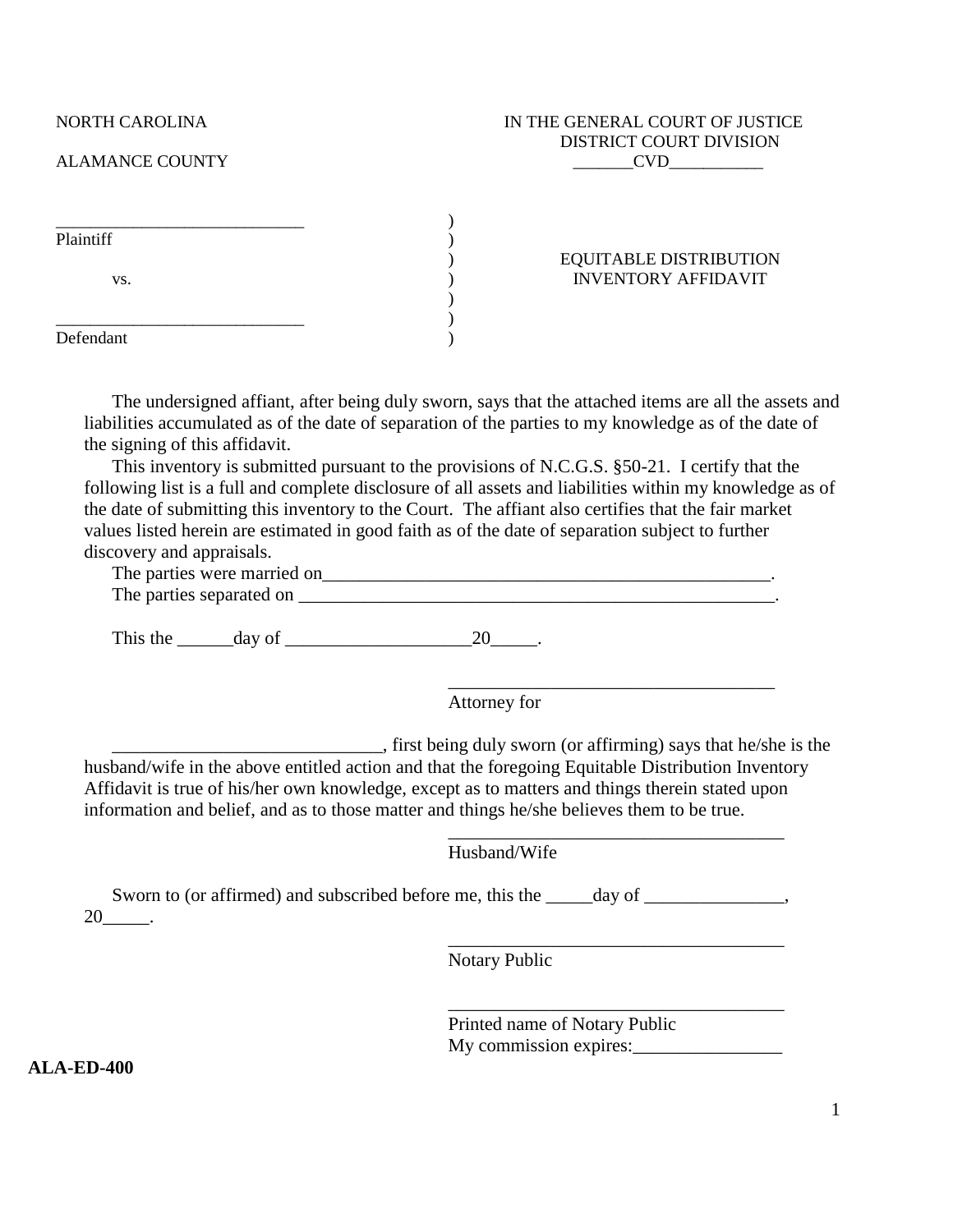NORTH CAROLINA　　　　　　　　　　　　　　　　IN THE GENERAL COURT OF JUSTICE
DISTRICT COURT DIVISION

ALAMANCE COUNTY　　　　　　　　　　　　　　　　_______CVD___________

| | | |
|---|---|---|
| ____________________________ | ) | |
| Plaintiff | ) | |
| | ) | EQUITABLE DISTRIBUTION |
| vs. | ) | INVENTORY AFFIDAVIT |
| | ) | |
| ____________________________ | ) | |
| Defendant | ) | |

The undersigned affiant, after being duly sworn, says that the attached items are all the assets and liabilities accumulated as of the date of separation of the parties to my knowledge as of the date of the signing of this affidavit.

This inventory is submitted pursuant to the provisions of N.C.G.S. §50-21. I certify that the following list is a full and complete disclosure of all assets and liabilities within my knowledge as of the date of submitting this inventory to the Court. The affiant also certifies that the fair market values listed herein are estimated in good faith as of the date of separation subject to further discovery and appraisals.

The parties were married on__________________________________________________.

The parties separated on _____________________________________________________.

This the ______day of ____________________20_____.

____________________________________
Attorney for

_____________________________, first being duly sworn (or affirming) says that he/she is the husband/wife in the above entitled action and that the foregoing Equitable Distribution Inventory Affidavit is true of his/her own knowledge, except as to matters and things therein stated upon information and belief, and as to those matter and things he/she believes them to be true.

_____________________________________
Husband/Wife

Sworn to (or affirmed) and subscribed before me, this the _____day of _______________, 20_____.

_____________________________________
Notary Public

_____________________________________
Printed name of Notary Public
My commission expires:________________

**ALA-ED-400**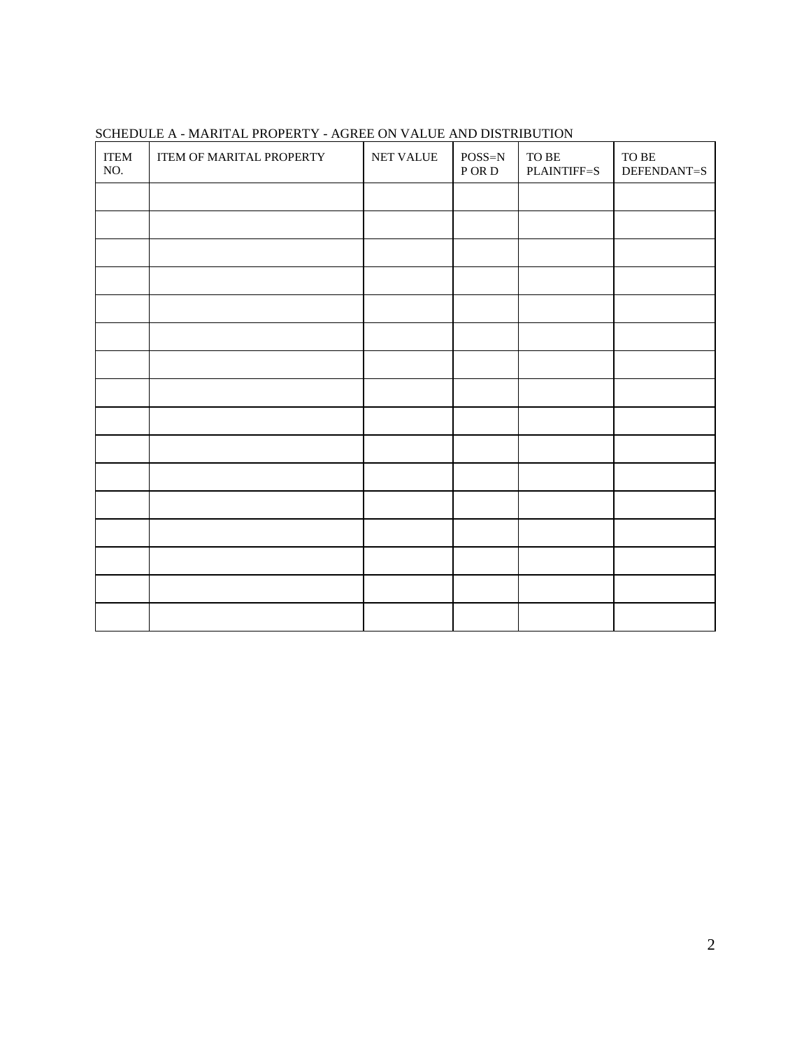SCHEDULE A - MARITAL PROPERTY - AGREE ON VALUE AND DISTRIBUTION

| ITEM NO. | ITEM OF MARITAL PROPERTY | NET VALUE | POSS=N P OR D | TO BE PLAINTIFF=S | TO BE DEFENDANT=S |
|---|---|---|---|---|---|
| | | | | | |
| | | | | | |
| | | | | | |
| | | | | | |
| | | | | | |
| | | | | | |
| | | | | | |
| | | | | | |
| | | | | | |
| | | | | | |
| | | | | | |
| | | | | | |
| | | | | | |
| | | | | | |
| | | | | | |
| | | | | | |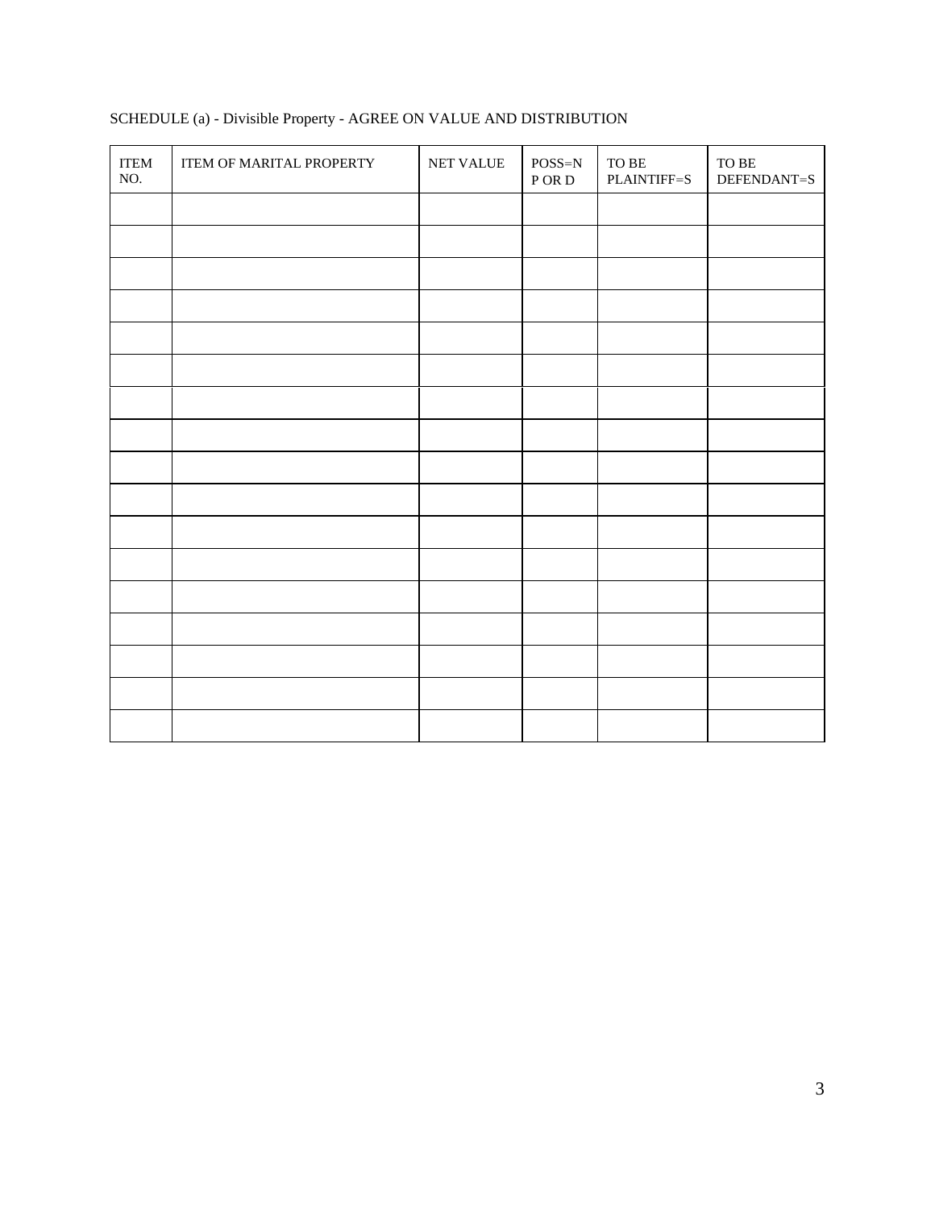SCHEDULE (a) - Divisible Property - AGREE ON VALUE AND DISTRIBUTION

| ITEM NO. | ITEM OF MARITAL PROPERTY | NET VALUE | POSS=N P OR D | TO BE PLAINTIFF=S | TO BE DEFENDANT=S |
|---|---|---|---|---|---|
| | | | | | |
| | | | | | |
| | | | | | |
| | | | | | |
| | | | | | |
| | | | | | |
| | | | | | |
| | | | | | |
| | | | | | |
| | | | | | |
| | | | | | |
| | | | | | |
| | | | | | |
| | | | | | |
| | | | | | |
| | | | | | |
| | | | | | |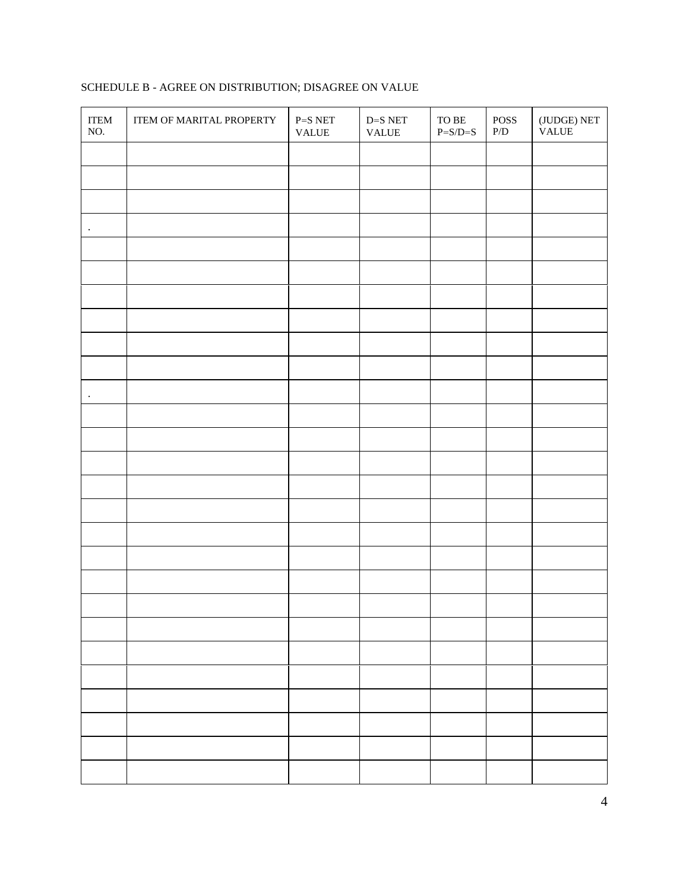SCHEDULE B - AGREE ON DISTRIBUTION; DISAGREE ON VALUE

| ITEM NO. | ITEM OF MARITAL PROPERTY | P=S NET VALUE | D=S NET VALUE | TO BE P=S/D=S | POSS P/D | (JUDGE) NET VALUE |
|---|---|---|---|---|---|---|
| | | | | | | |
| | | | | | | |
| | | | | | | |
| . | | | | | | |
| | | | | | | |
| | | | | | | |
| | | | | | | |
| | | | | | | |
| | | | | | | |
| | | | | | | |
| . | | | | | | |
| | | | | | | |
| | | | | | | |
| | | | | | | |
| | | | | | | |
| | | | | | | |
| | | | | | | |
| | | | | | | |
| | | | | | | |
| | | | | | | |
| | | | | | | |
| | | | | | | |
| | | | | | | |
| | | | | | | |
| | | | | | | |
| | | | | | | |
| | | | | | | |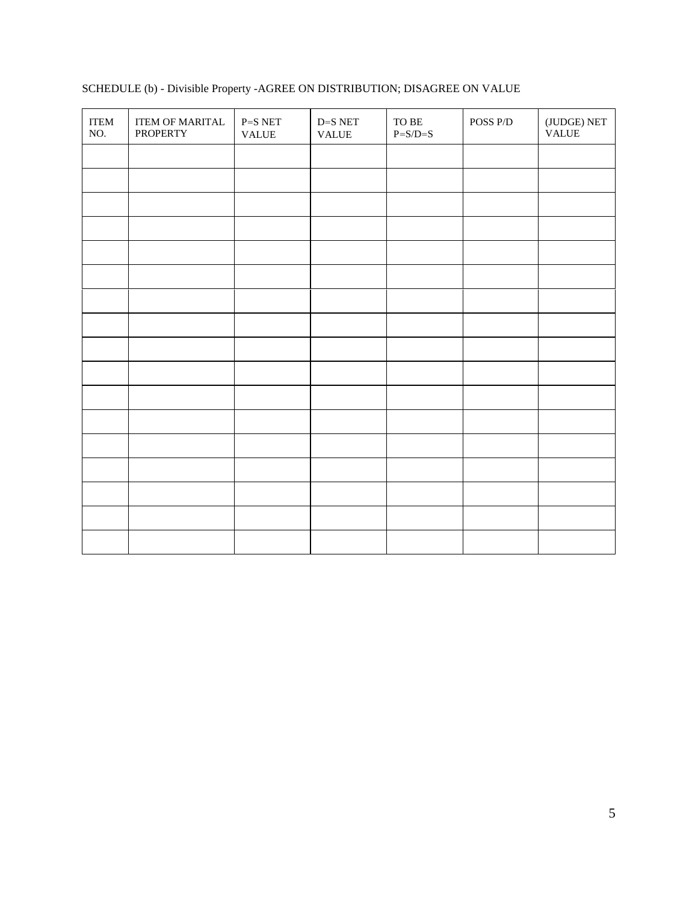SCHEDULE (b) - Divisible Property -AGREE ON DISTRIBUTION; DISAGREE ON VALUE

| ITEM NO. | ITEM OF MARITAL PROPERTY | P=S NET VALUE | D=S NET VALUE | TO BE P=S/D=S | POSS P/D | (JUDGE) NET VALUE |
|---|---|---|---|---|---|---|
| | | | | | | |
| | | | | | | |
| | | | | | | |
| | | | | | | |
| | | | | | | |
| | | | | | | |
| | | | | | | |
| | | | | | | |
| | | | | | | |
| | | | | | | |
| | | | | | | |
| | | | | | | |
| | | | | | | |
| | | | | | | |
| | | | | | | |
| | | | | | | |
| | | | | | | |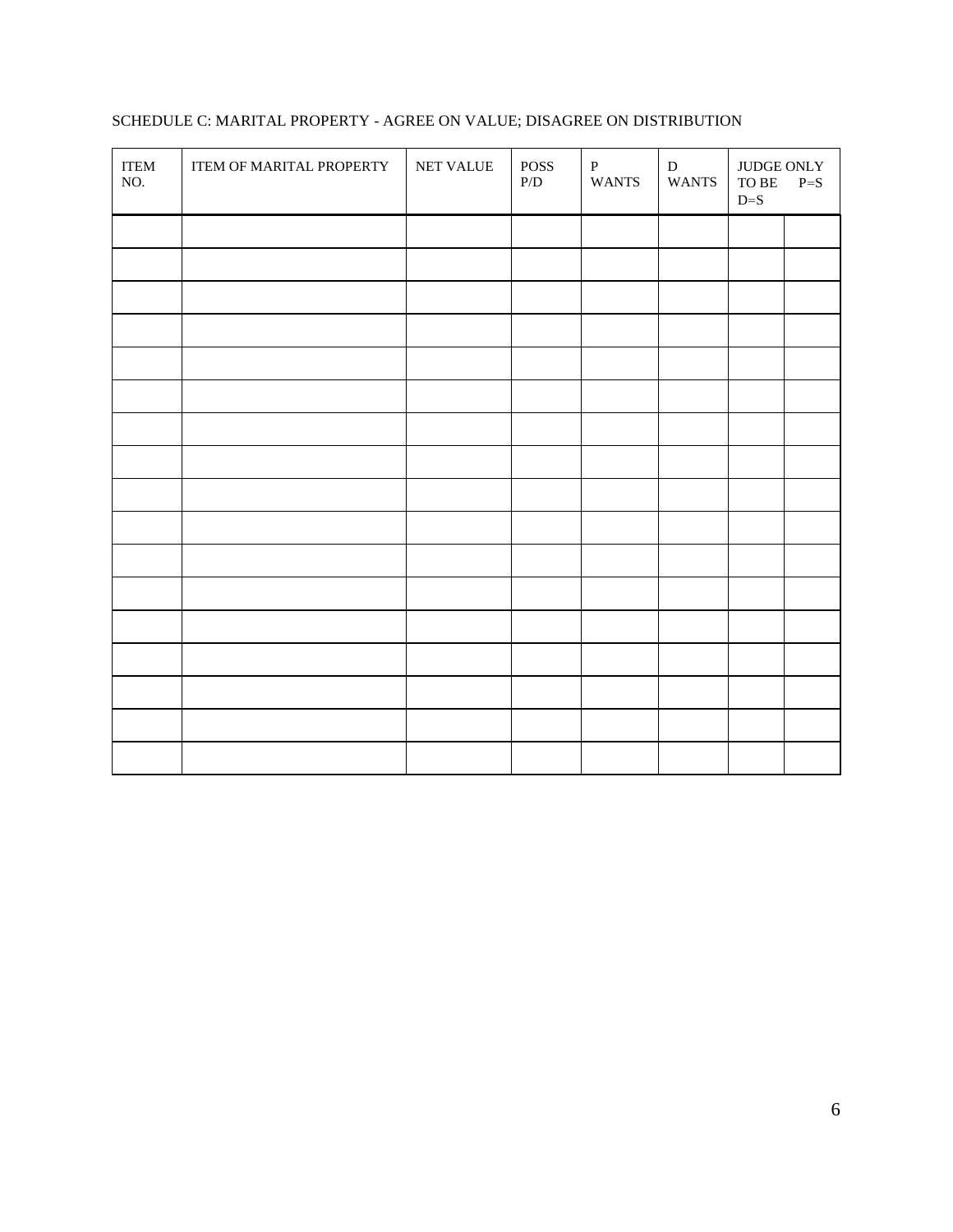SCHEDULE C: MARITAL PROPERTY - AGREE ON VALUE; DISAGREE ON DISTRIBUTION

| ITEM NO. | ITEM OF MARITAL PROPERTY | NET VALUE | POSS P/D | P WANTS | D WANTS | JUDGE ONLY TO BE D=S | P=S |
|---|---|---|---|---|---|---|---|
| | | | | | | | |
| | | | | | | | |
| | | | | | | | |
| | | | | | | | |
| | | | | | | | |
| | | | | | | | |
| | | | | | | | |
| | | | | | | | |
| | | | | | | | |
| | | | | | | | |
| | | | | | | | |
| | | | | | | | |
| | | | | | | | |
| | | | | | | | |
| | | | | | | | |
| | | | | | | | |
| | | | | | | | |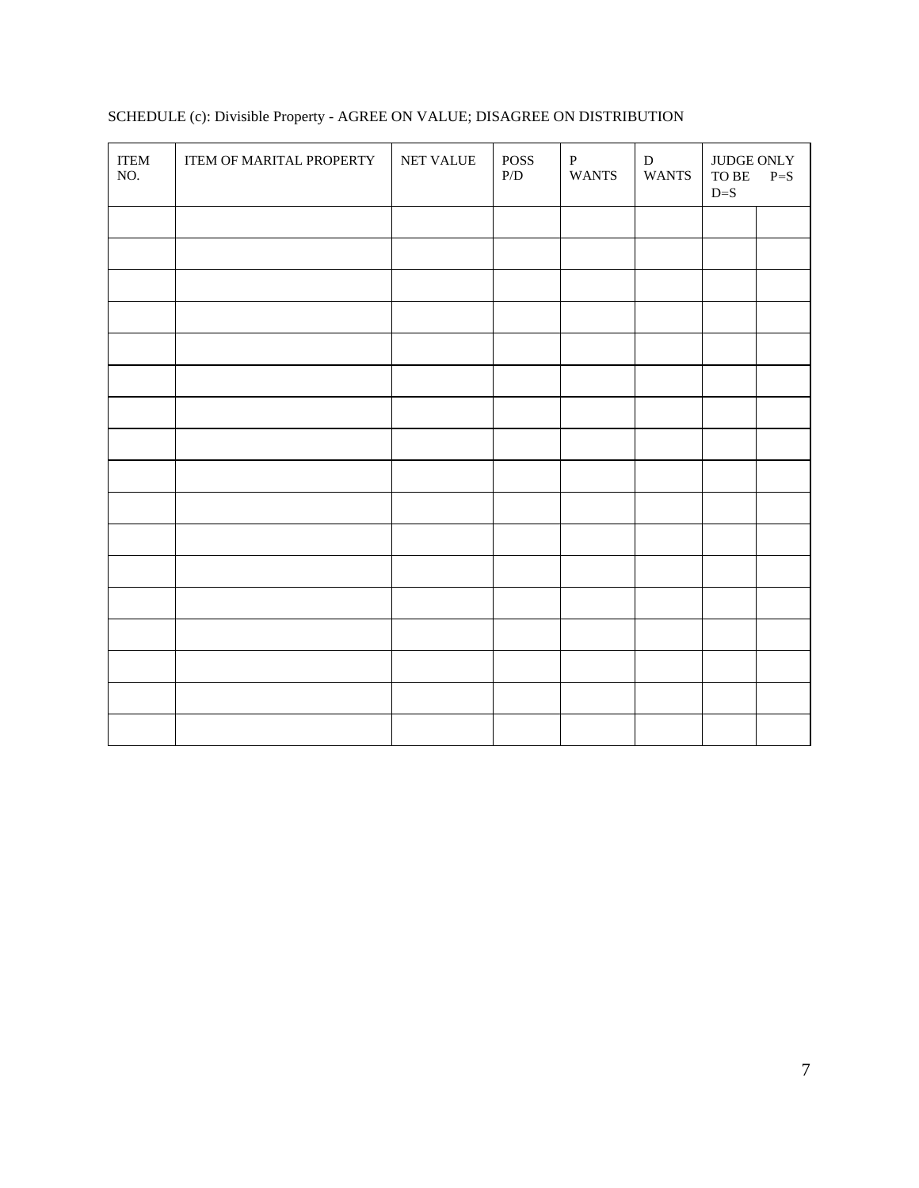SCHEDULE (c): Divisible Property - AGREE ON VALUE; DISAGREE ON DISTRIBUTION

| ITEM NO. | ITEM OF MARITAL PROPERTY | NET VALUE | POSS P/D | P WANTS | D WANTS | JUDGE ONLY TO BE D=S | P=S |
|---|---|---|---|---|---|---|---|
| | | | | | | | |
| | | | | | | | |
| | | | | | | | |
| | | | | | | | |
| | | | | | | | |
| | | | | | | | |
| | | | | | | | |
| | | | | | | | |
| | | | | | | | |
| | | | | | | | |
| | | | | | | | |
| | | | | | | | |
| | | | | | | | |
| | | | | | | | |
| | | | | | | | |
| | | | | | | | |
| | | | | | | | |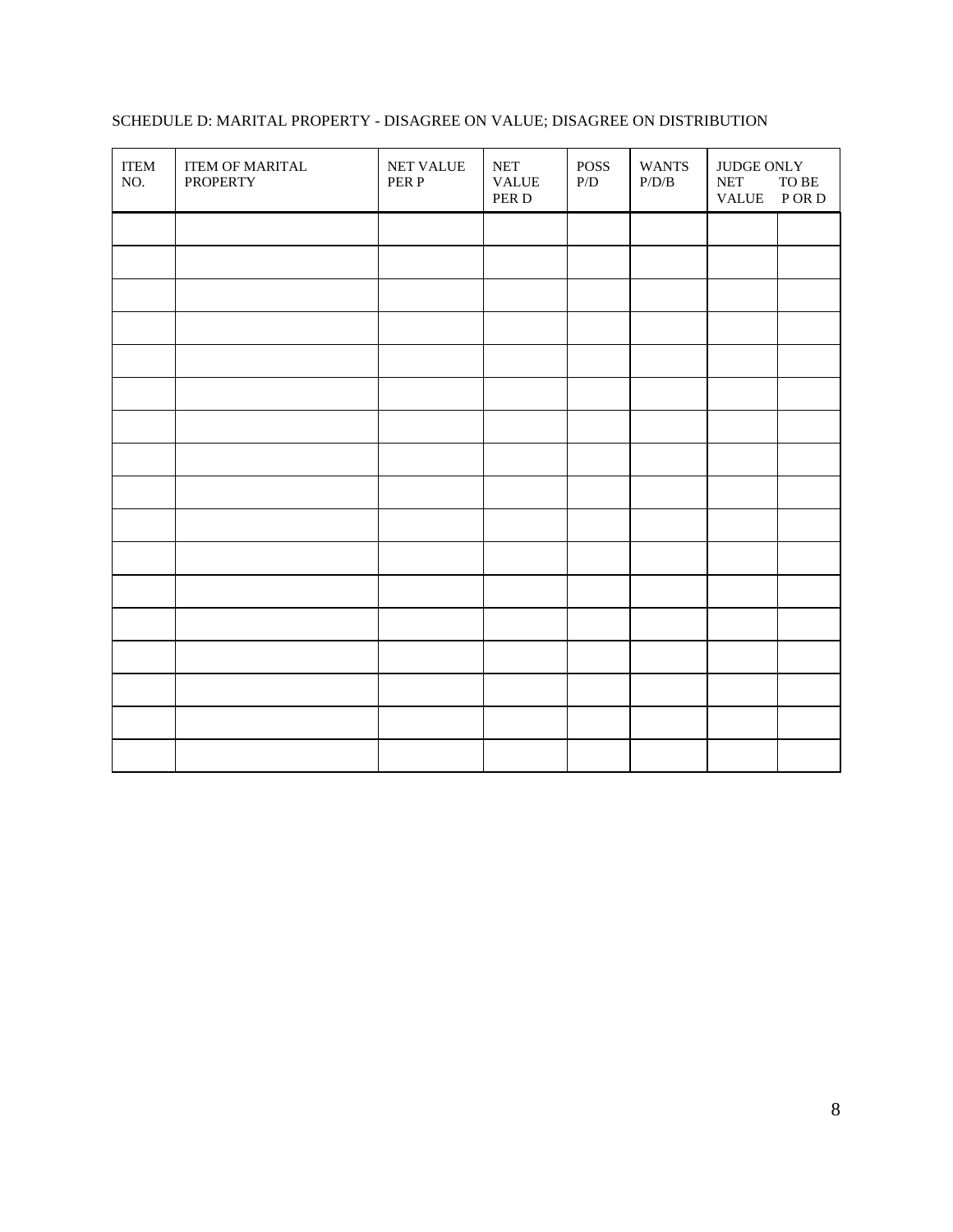SCHEDULE D: MARITAL PROPERTY - DISAGREE ON VALUE; DISAGREE ON DISTRIBUTION

| ITEM NO. | ITEM OF MARITAL PROPERTY | NET VALUE PER P | NET VALUE PER D | POSS P/D | WANTS P/D/B | JUDGE ONLY NET VALUE | TO BE P OR D |
|---|---|---|---|---|---|---|---|
| | | | | | | | |
| | | | | | | | |
| | | | | | | | |
| | | | | | | | |
| | | | | | | | |
| | | | | | | | |
| | | | | | | | |
| | | | | | | | |
| | | | | | | | |
| | | | | | | | |
| | | | | | | | |
| | | | | | | | |
| | | | | | | | |
| | | | | | | | |
| | | | | | | | |
| | | | | | | | |
| | | | | | | | |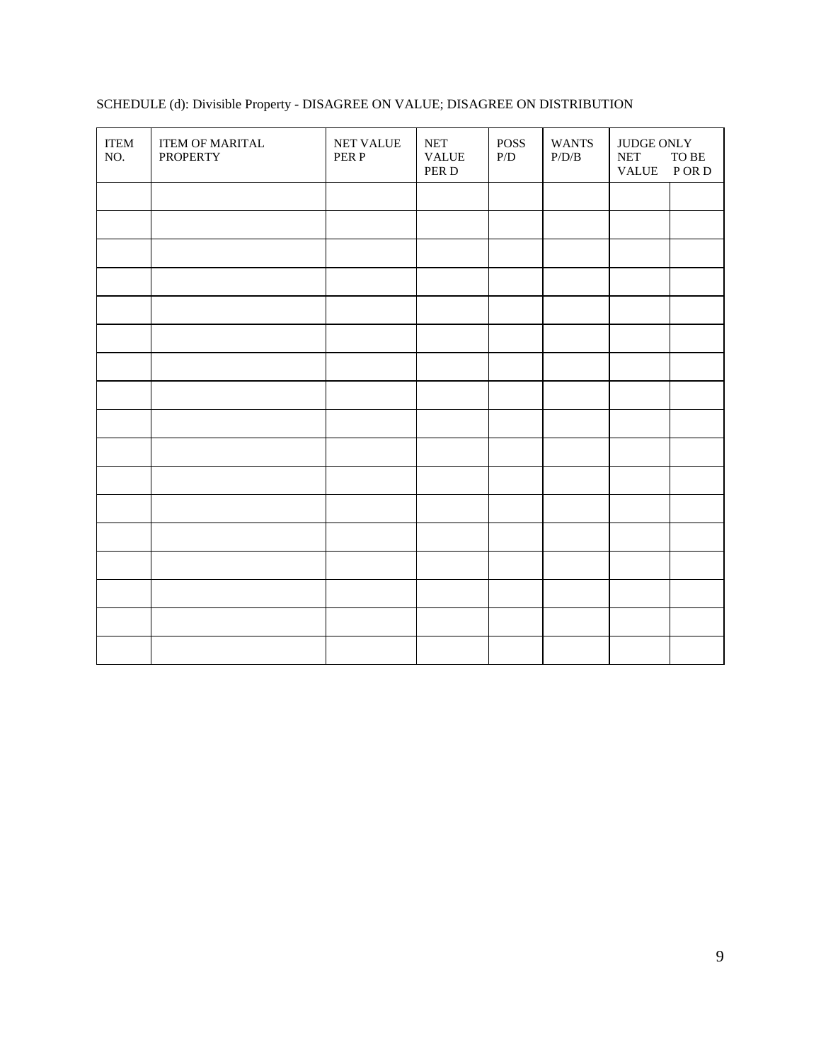SCHEDULE (d): Divisible Property - DISAGREE ON VALUE; DISAGREE ON DISTRIBUTION

| ITEM NO. | ITEM OF MARITAL PROPERTY | NET VALUE PER P | NET VALUE PER D | POSS P/D | WANTS P/D/B | JUDGE ONLY | |
|---|---|---|---|---|---|---|---|
| | | | | | | NET VALUE | TO BE P OR D |
| | | | | | | | |
| | | | | | | | |
| | | | | | | | |
| | | | | | | | |
| | | | | | | | |
| | | | | | | | |
| | | | | | | | |
| | | | | | | | |
| | | | | | | | |
| | | | | | | | |
| | | | | | | | |
| | | | | | | | |
| | | | | | | | |
| | | | | | | | |
| | | | | | | | |
| | | | | | | | |
| | | | | | | | |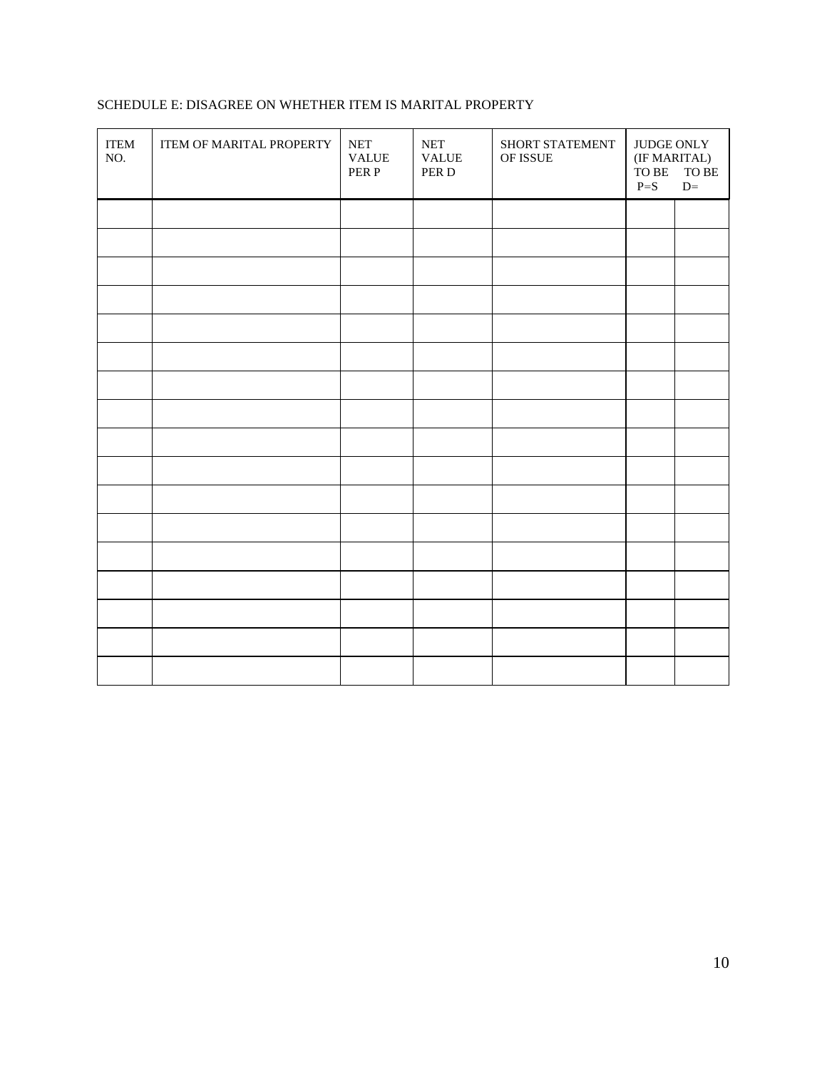SCHEDULE E: DISAGREE ON WHETHER ITEM IS MARITAL PROPERTY

| ITEM NO. | ITEM OF MARITAL PROPERTY | NET VALUE PER P | NET VALUE PER D | SHORT STATEMENT OF ISSUE | JUDGE ONLY (IF MARITAL) TO BE P=S | TO BE D= |
|---|---|---|---|---|---|---|
| | | | | | | |
| | | | | | | |
| | | | | | | |
| | | | | | | |
| | | | | | | |
| | | | | | | |
| | | | | | | |
| | | | | | | |
| | | | | | | |
| | | | | | | |
| | | | | | | |
| | | | | | | |
| | | | | | | |
| | | | | | | |
| | | | | | | |
| | | | | | | |
| | | | | | | |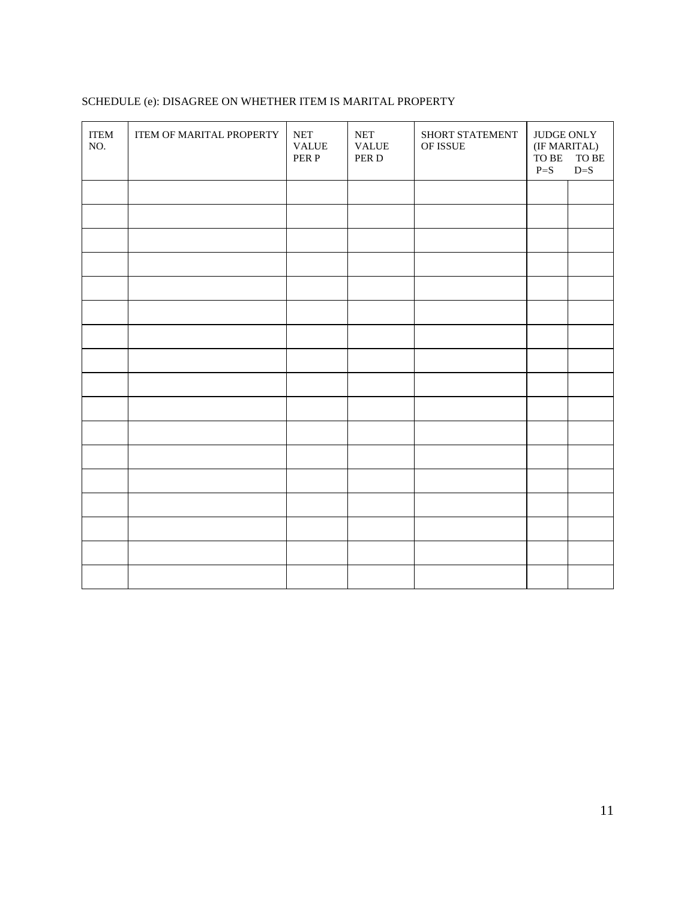SCHEDULE (e): DISAGREE ON WHETHER ITEM IS MARITAL PROPERTY

| ITEM NO. | ITEM OF MARITAL PROPERTY | NET VALUE PER P | NET VALUE PER D | SHORT STATEMENT OF ISSUE | JUDGE ONLY (IF MARITAL) TO BE P=S | TO BE D=S |
|---|---|---|---|---|---|---|
| | | | | | | |
| | | | | | | |
| | | | | | | |
| | | | | | | |
| | | | | | | |
| | | | | | | |
| | | | | | | |
| | | | | | | |
| | | | | | | |
| | | | | | | |
| | | | | | | |
| | | | | | | |
| | | | | | | |
| | | | | | | |
| | | | | | | |
| | | | | | | |
| | | | | | | |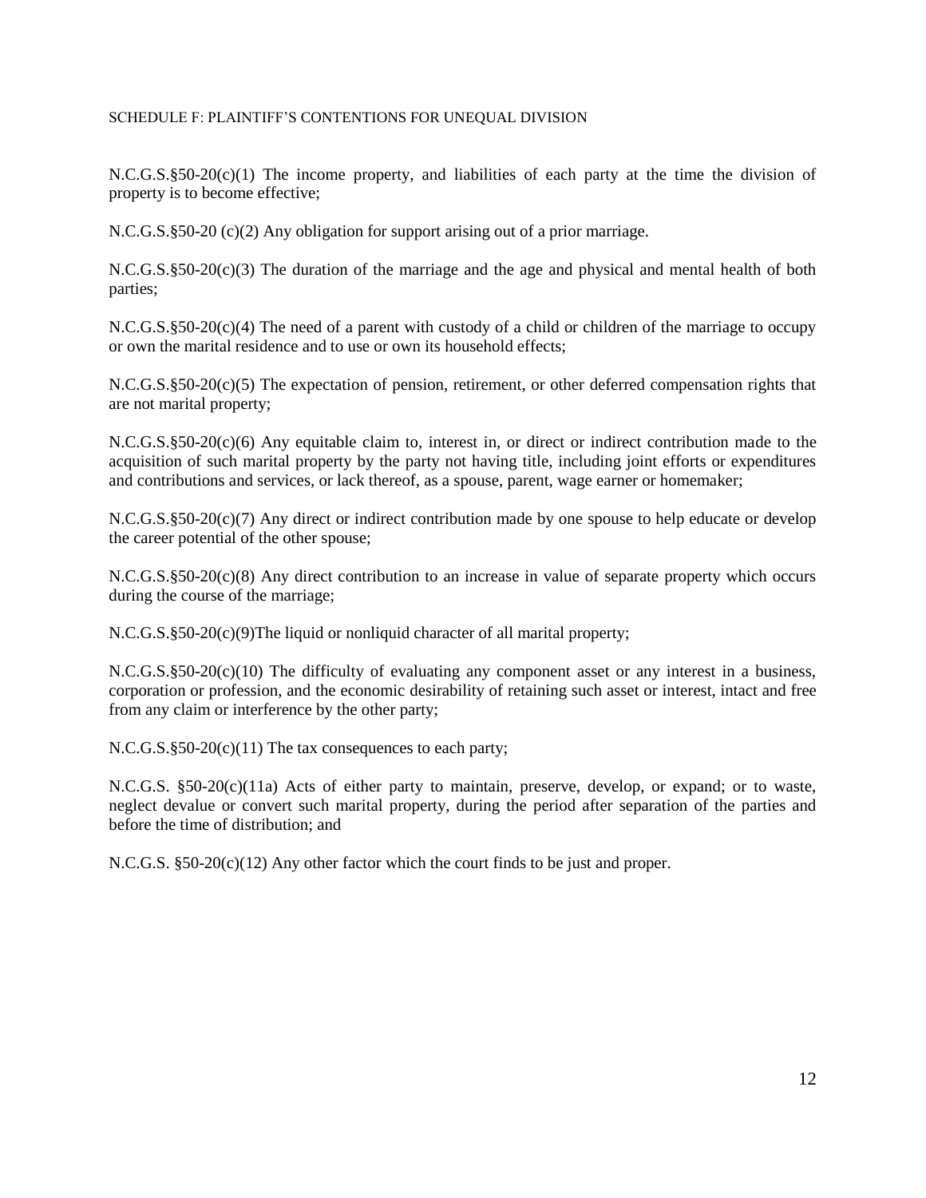SCHEDULE F: PLAINTIFF'S CONTENTIONS FOR UNEQUAL DIVISION

N.C.G.S.§50-20(c)(1) The income property, and liabilities of each party at the time the division of property is to become effective;

N.C.G.S.§50-20 (c)(2) Any obligation for support arising out of a prior marriage.

N.C.G.S.§50-20(c)(3) The duration of the marriage and the age and physical and mental health of both parties;

N.C.G.S.§50-20(c)(4) The need of a parent with custody of a child or children of the marriage to occupy or own the marital residence and to use or own its household effects;

N.C.G.S.§50-20(c)(5) The expectation of pension, retirement, or other deferred compensation rights that are not marital property;

N.C.G.S.§50-20(c)(6) Any equitable claim to, interest in, or direct or indirect contribution made to the acquisition of such marital property by the party not having title, including joint efforts or expenditures and contributions and services, or lack thereof, as a spouse, parent, wage earner or homemaker;

N.C.G.S.§50-20(c)(7) Any direct or indirect contribution made by one spouse to help educate or develop the career potential of the other spouse;

N.C.G.S.§50-20(c)(8) Any direct contribution to an increase in value of separate property which occurs during the course of the marriage;

N.C.G.S.§50-20(c)(9)The liquid or nonliquid character of all marital property;

N.C.G.S.§50-20(c)(10) The difficulty of evaluating any component asset or any interest in a business, corporation or profession, and the economic desirability of retaining such asset or interest, intact and free from any claim or interference by the other party;

N.C.G.S.§50-20(c)(11) The tax consequences to each party;

N.C.G.S. §50-20(c)(11a) Acts of either party to maintain, preserve, develop, or expand; or to waste, neglect devalue or convert such marital property, during the period after separation of the parties and before the time of distribution; and

N.C.G.S. §50-20(c)(12) Any other factor which the court finds to be just and proper.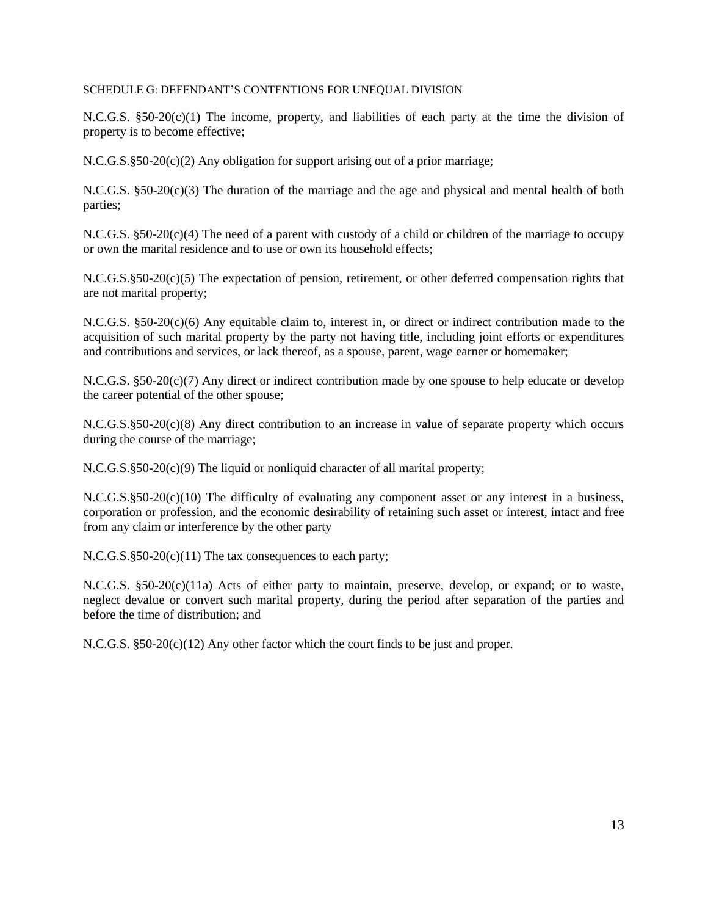SCHEDULE G: DEFENDANT'S CONTENTIONS FOR UNEQUAL DIVISION

N.C.G.S. §50-20(c)(1) The income, property, and liabilities of each party at the time the division of property is to become effective;

N.C.G.S.§50-20(c)(2) Any obligation for support arising out of a prior marriage;

N.C.G.S. §50-20(c)(3) The duration of the marriage and the age and physical and mental health of both parties;

N.C.G.S. §50-20(c)(4) The need of a parent with custody of a child or children of the marriage to occupy or own the marital residence and to use or own its household effects;

N.C.G.S.§50-20(c)(5) The expectation of pension, retirement, or other deferred compensation rights that are not marital property;

N.C.G.S. §50-20(c)(6) Any equitable claim to, interest in, or direct or indirect contribution made to the acquisition of such marital property by the party not having title, including joint efforts or expenditures and contributions and services, or lack thereof, as a spouse, parent, wage earner or homemaker;

N.C.G.S. §50-20(c)(7) Any direct or indirect contribution made by one spouse to help educate or develop the career potential of the other spouse;

N.C.G.S.§50-20(c)(8) Any direct contribution to an increase in value of separate property which occurs during the course of the marriage;

N.C.G.S.§50-20(c)(9) The liquid or nonliquid character of all marital property;

N.C.G.S.§50-20(c)(10) The difficulty of evaluating any component asset or any interest in a business, corporation or profession, and the economic desirability of retaining such asset or interest, intact and free from any claim or interference by the other party

N.C.G.S.§50-20(c)(11) The tax consequences to each party;

N.C.G.S. §50-20(c)(11a) Acts of either party to maintain, preserve, develop, or expand; or to waste, neglect devalue or convert such marital property, during the period after separation of the parties and before the time of distribution; and

N.C.G.S. §50-20(c)(12) Any other factor which the court finds to be just and proper.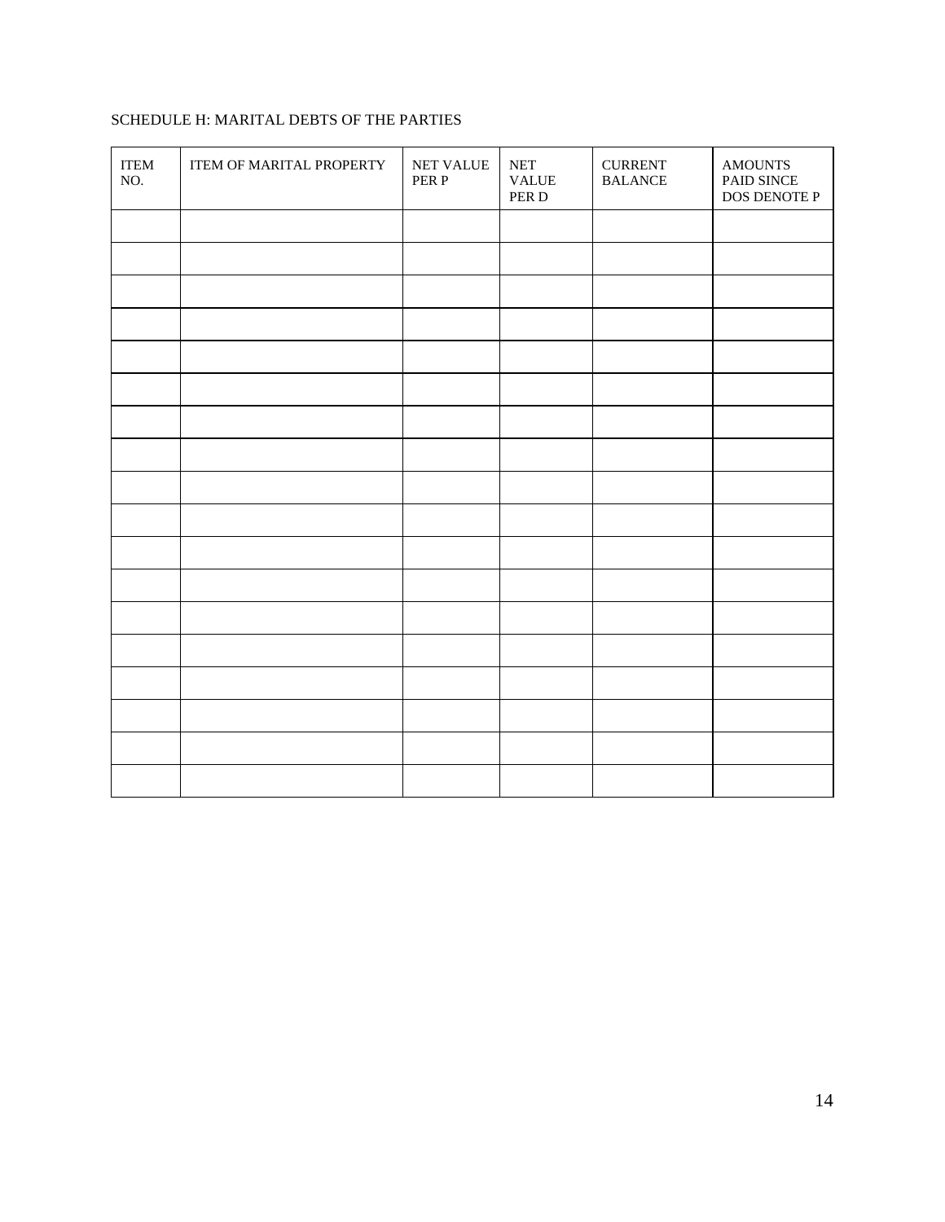SCHEDULE H: MARITAL DEBTS OF THE PARTIES

| ITEM NO. | ITEM OF MARITAL PROPERTY | NET VALUE PER P | NET VALUE PER D | CURRENT BALANCE | AMOUNTS PAID SINCE DOS DENOTE P |
|---|---|---|---|---|---|
| | | | | | |
| | | | | | |
| | | | | | |
| | | | | | |
| | | | | | |
| | | | | | |
| | | | | | |
| | | | | | |
| | | | | | |
| | | | | | |
| | | | | | |
| | | | | | |
| | | | | | |
| | | | | | |
| | | | | | |
| | | | | | |
| | | | | | |
| | | | | | |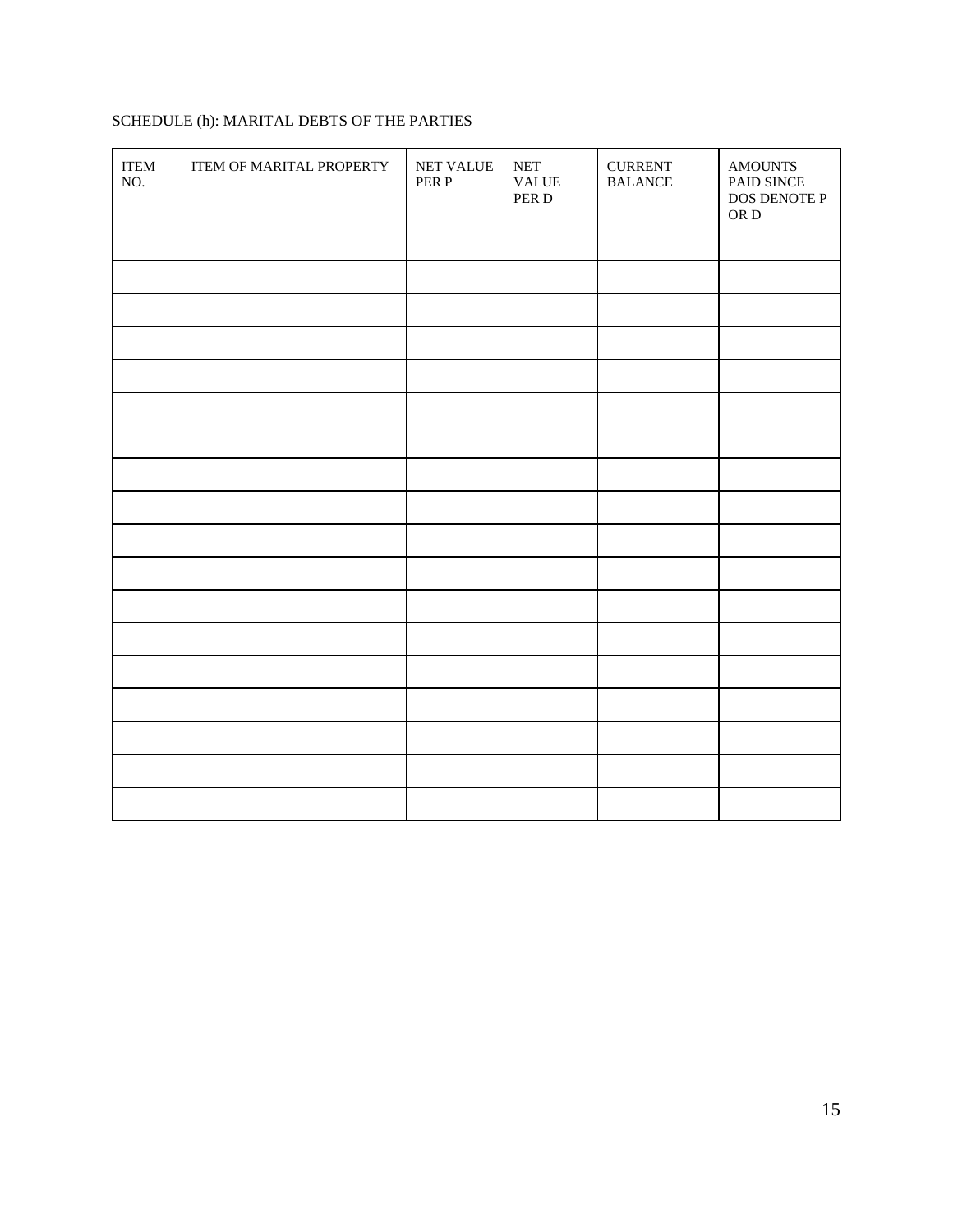SCHEDULE (h): MARITAL DEBTS OF THE PARTIES

| ITEM NO. | ITEM OF MARITAL PROPERTY | NET VALUE PER P | NET VALUE PER D | CURRENT BALANCE | AMOUNTS PAID SINCE DOS DENOTE P OR D |
|---|---|---|---|---|---|
| | | | | | |
| | | | | | |
| | | | | | |
| | | | | | |
| | | | | | |
| | | | | | |
| | | | | | |
| | | | | | |
| | | | | | |
| | | | | | |
| | | | | | |
| | | | | | |
| | | | | | |
| | | | | | |
| | | | | | |
| | | | | | |
| | | | | | |
| | | | | | |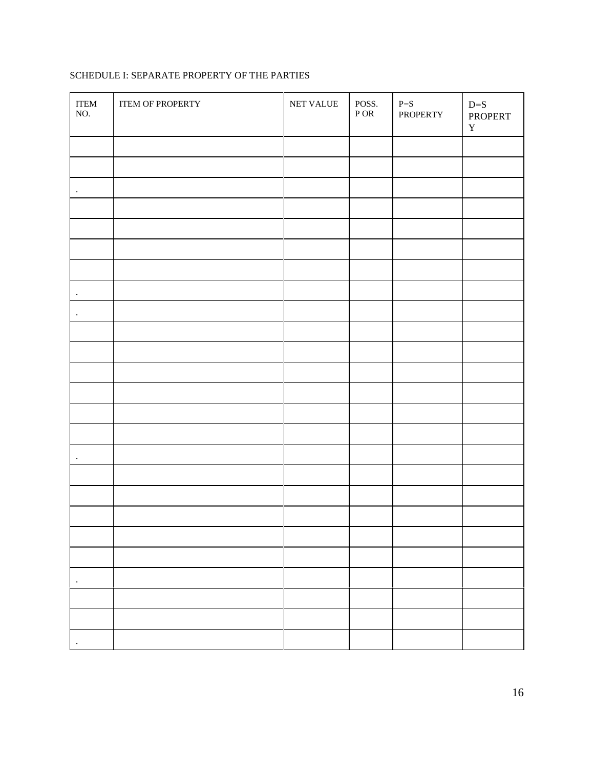SCHEDULE I: SEPARATE PROPERTY OF THE PARTIES

| ITEM NO. | ITEM OF PROPERTY | NET VALUE | POSS. P OR | P=S PROPERTY | D=S PROPERTY |
|---|---|---|---|---|---|
| | | | | | |
| | | | | | |
| . | | | | | |
| | | | | | |
| | | | | | |
| | | | | | |
| | | | | | |
| . | | | | | |
| . | | | | | |
| | | | | | |
| | | | | | |
| | | | | | |
| | | | | | |
| | | | | | |
| | | | | | |
| . | | | | | |
| | | | | | |
| | | | | | |
| | | | | | |
| | | | | | |
| | | | | | |
| . | | | | | |
| | | | | | |
| | | | | | |
| . | | | | | |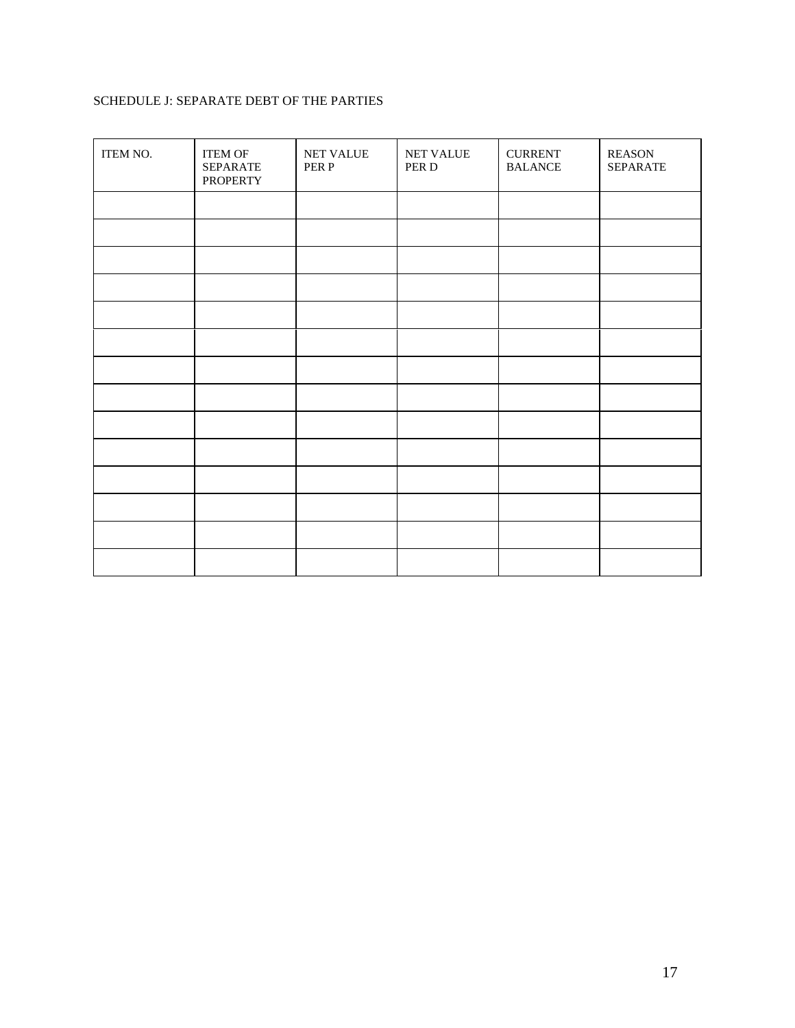SCHEDULE J: SEPARATE DEBT OF THE PARTIES

| ITEM NO. | ITEM OF SEPARATE PROPERTY | NET VALUE PER P | NET VALUE PER D | CURRENT BALANCE | REASON SEPARATE |
|---|---|---|---|---|---|
| | | | | | |
| | | | | | |
| | | | | | |
| | | | | | |
| | | | | | |
| | | | | | |
| | | | | | |
| | | | | | |
| | | | | | |
| | | | | | |
| | | | | | |
| | | | | | |
| | | | | | |
| | | | | | |